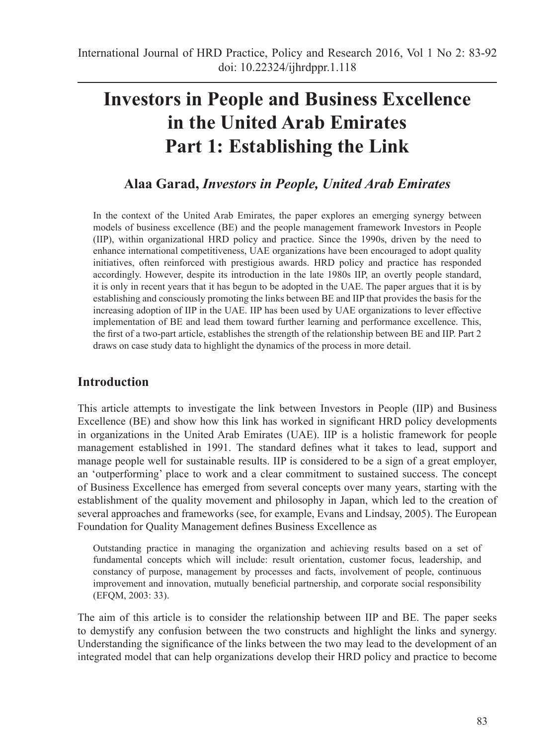# Investors in People and Business Excellence in the United Arab Emirates Part 1: Establishing the Link

**Alaa Garad,** ***Investors in People, United Arab Emirates***

In the context of the United Arab Emirates, the paper explores an emerging synergy between models of business excellence (BE) and the people management framework Investors in People (IIP), within organizational HRD policy and practice. Since the 1990s, driven by the need to enhance international competitiveness, UAE organizations have been encouraged to adopt quality initiatives, often reinforced with prestigious awards. HRD policy and practice has responded accordingly. However, despite its introduction in the late 1980s IIP, an overtly people standard, it is only in recent years that it has begun to be adopted in the UAE. The paper argues that it is by establishing and consciously promoting the links between BE and IIP that provides the basis for the increasing adoption of IIP in the UAE. IIP has been used by UAE organizations to lever effective implementation of BE and lead them toward further learning and performance excellence. This, the first of a two-part article, establishes the strength of the relationship between BE and IIP. Part 2 draws on case study data to highlight the dynamics of the process in more detail.

## Introduction

This article attempts to investigate the link between Investors in People (IIP) and Business Excellence (BE) and show how this link has worked in significant HRD policy developments in organizations in the United Arab Emirates (UAE). IIP is a holistic framework for people management established in 1991. The standard defines what it takes to lead, support and manage people well for sustainable results. IIP is considered to be a sign of a great employer, an 'outperforming' place to work and a clear commitment to sustained success. The concept of Business Excellence has emerged from several concepts over many years, starting with the establishment of the quality movement and philosophy in Japan, which led to the creation of several approaches and frameworks (see, for example, Evans and Lindsay, 2005). The European Foundation for Quality Management defines Business Excellence as

> Outstanding practice in managing the organization and achieving results based on a set of fundamental concepts which will include: result orientation, customer focus, leadership, and constancy of purpose, management by processes and facts, involvement of people, continuous improvement and innovation, mutually beneficial partnership, and corporate social responsibility (EFQM, 2003: 33).

The aim of this article is to consider the relationship between IIP and BE. The paper seeks to demystify any confusion between the two constructs and highlight the links and synergy. Understanding the significance of the links between the two may lead to the development of an integrated model that can help organizations develop their HRD policy and practice to become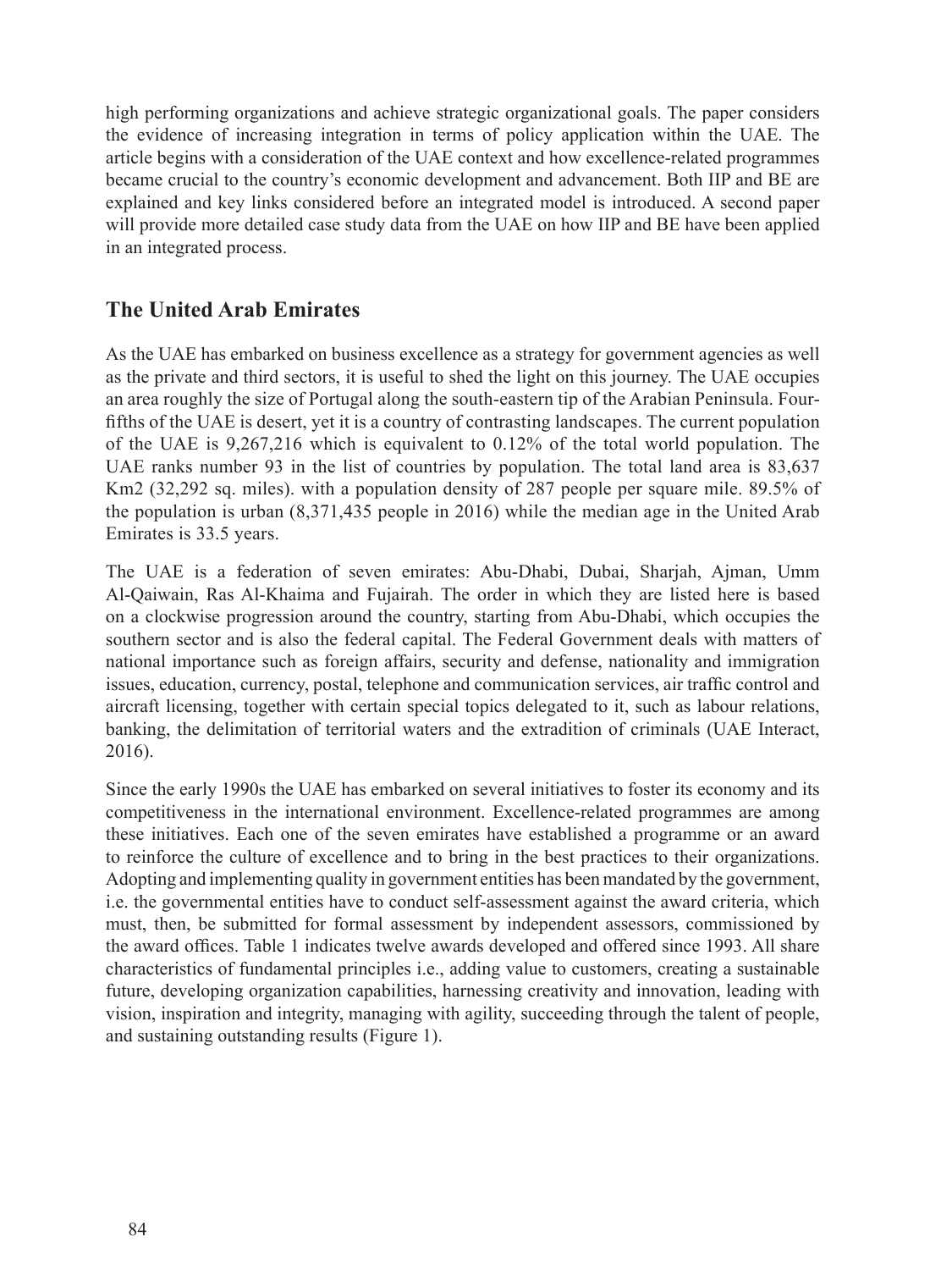high performing organizations and achieve strategic organizational goals. The paper considers the evidence of increasing integration in terms of policy application within the UAE. The article begins with a consideration of the UAE context and how excellence-related programmes became crucial to the country's economic development and advancement. Both IIP and BE are explained and key links considered before an integrated model is introduced. A second paper will provide more detailed case study data from the UAE on how IIP and BE have been applied in an integrated process.

## The United Arab Emirates

As the UAE has embarked on business excellence as a strategy for government agencies as well as the private and third sectors, it is useful to shed the light on this journey. The UAE occupies an area roughly the size of Portugal along the south-eastern tip of the Arabian Peninsula. Four-fifths of the UAE is desert, yet it is a country of contrasting landscapes. The current population of the UAE is 9,267,216 which is equivalent to 0.12% of the total world population. The UAE ranks number 93 in the list of countries by population. The total land area is 83,637 Km2 (32,292 sq. miles). with a population density of 287 people per square mile. 89.5% of the population is urban (8,371,435 people in 2016) while the median age in the United Arab Emirates is 33.5 years.

The UAE is a federation of seven emirates: Abu-Dhabi, Dubai, Sharjah, Ajman, Umm Al-Qaiwain, Ras Al-Khaima and Fujairah. The order in which they are listed here is based on a clockwise progression around the country, starting from Abu-Dhabi, which occupies the southern sector and is also the federal capital. The Federal Government deals with matters of national importance such as foreign affairs, security and defense, nationality and immigration issues, education, currency, postal, telephone and communication services, air traffic control and aircraft licensing, together with certain special topics delegated to it, such as labour relations, banking, the delimitation of territorial waters and the extradition of criminals (UAE Interact, 2016).

Since the early 1990s the UAE has embarked on several initiatives to foster its economy and its competitiveness in the international environment. Excellence-related programmes are among these initiatives. Each one of the seven emirates have established a programme or an award to reinforce the culture of excellence and to bring in the best practices to their organizations. Adopting and implementing quality in government entities has been mandated by the government, i.e. the governmental entities have to conduct self-assessment against the award criteria, which must, then, be submitted for formal assessment by independent assessors, commissioned by the award offices. Table 1 indicates twelve awards developed and offered since 1993. All share characteristics of fundamental principles i.e., adding value to customers, creating a sustainable future, developing organization capabilities, harnessing creativity and innovation, leading with vision, inspiration and integrity, managing with agility, succeeding through the talent of people, and sustaining outstanding results (Figure 1).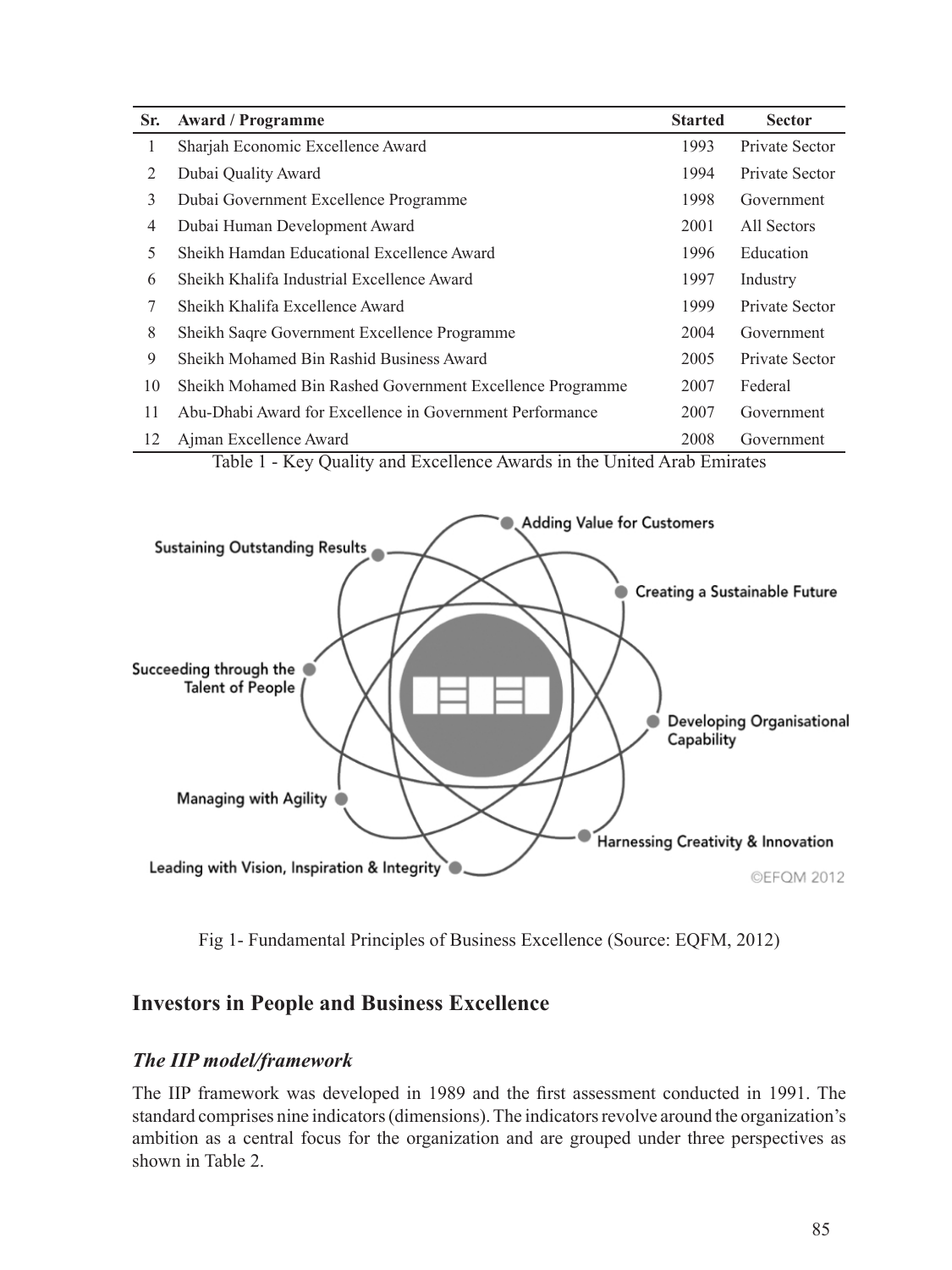| Sr. | Award / Programme | Started | Sector |
|---|---|---|---|
| 1 | Sharjah Economic Excellence Award | 1993 | Private Sector |
| 2 | Dubai Quality Award | 1994 | Private Sector |
| 3 | Dubai Government Excellence Programme | 1998 | Government |
| 4 | Dubai Human Development Award | 2001 | All Sectors |
| 5 | Sheikh Hamdan Educational Excellence Award | 1996 | Education |
| 6 | Sheikh Khalifa Industrial Excellence Award | 1997 | Industry |
| 7 | Sheikh Khalifa Excellence Award | 1999 | Private Sector |
| 8 | Sheikh Saqre Government Excellence Programme | 2004 | Government |
| 9 | Sheikh Mohamed Bin Rashid Business Award | 2005 | Private Sector |
| 10 | Sheikh Mohamed Bin Rashed Government Excellence Programme | 2007 | Federal |
| 11 | Abu-Dhabi Award for Excellence in Government Performance | 2007 | Government |
| 12 | Ajman Excellence Award | 2008 | Government |

Table 1 - Key Quality and Excellence Awards in the United Arab Emirates

Fig 1- Fundamental Principles of Business Excellence (Source: EQFM, 2012)

## Investors in People and Business Excellence

### *The IIP model/framework*

The IIP framework was developed in 1989 and the first assessment conducted in 1991. The standard comprises nine indicators (dimensions). The indicators revolve around the organization's ambition as a central focus for the organization and are grouped under three perspectives as shown in Table 2.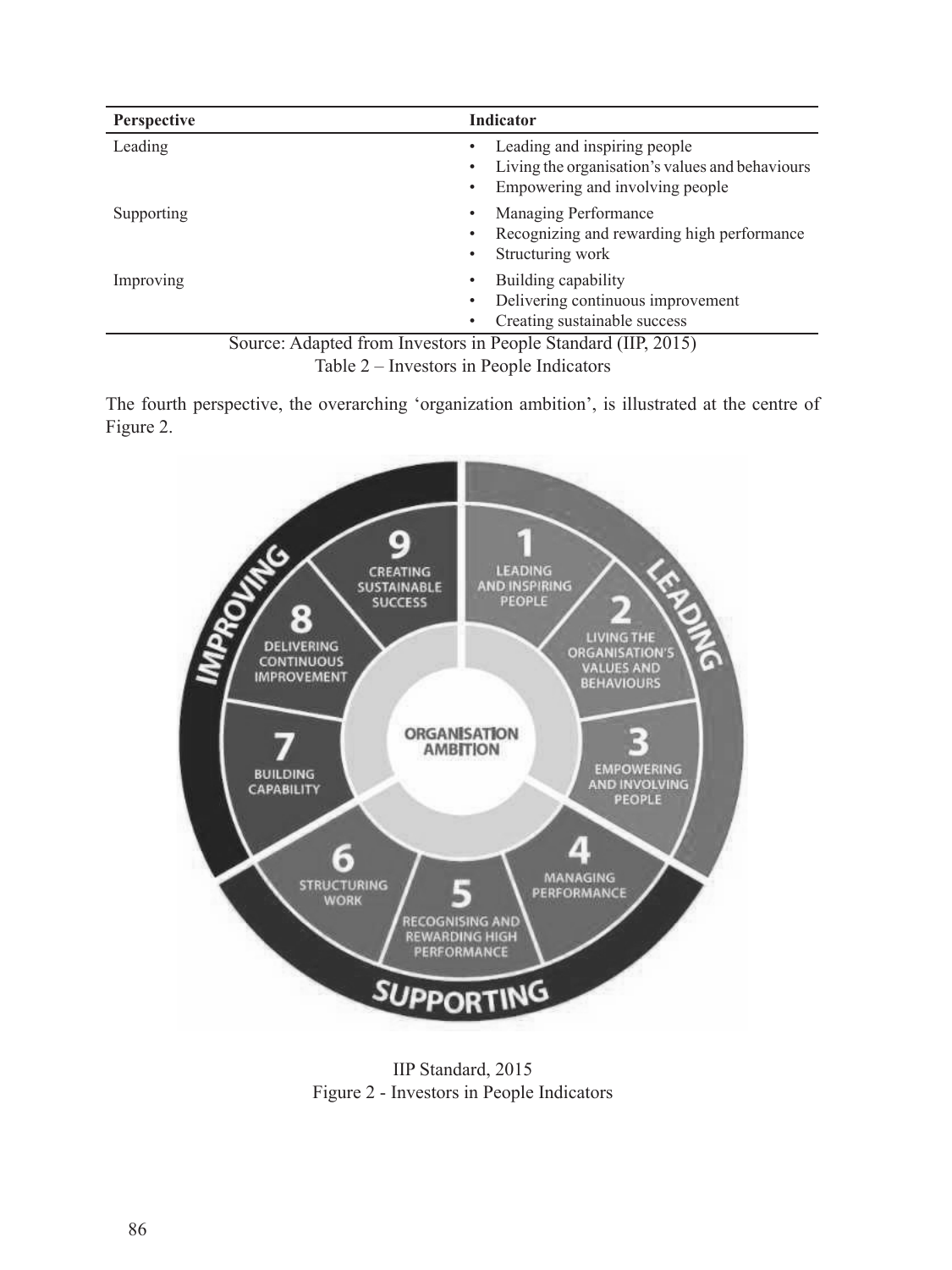| Perspective | Indicator |
| --- | --- |
| Leading | • Leading and inspiring people<br>• Living the organisation's values and behaviours<br>• Empowering and involving people |
| Supporting | • Managing Performance<br>• Recognizing and rewarding high performance<br>• Structuring work |
| Improving | • Building capability<br>• Delivering continuous improvement<br>• Creating sustainable success |

Source: Adapted from Investors in People Standard (IIP, 2015)

Table 2 – Investors in People Indicators

The fourth perspective, the overarching 'organization ambition', is illustrated at the centre of Figure 2.

IIP Standard, 2015

Figure 2 - Investors in People Indicators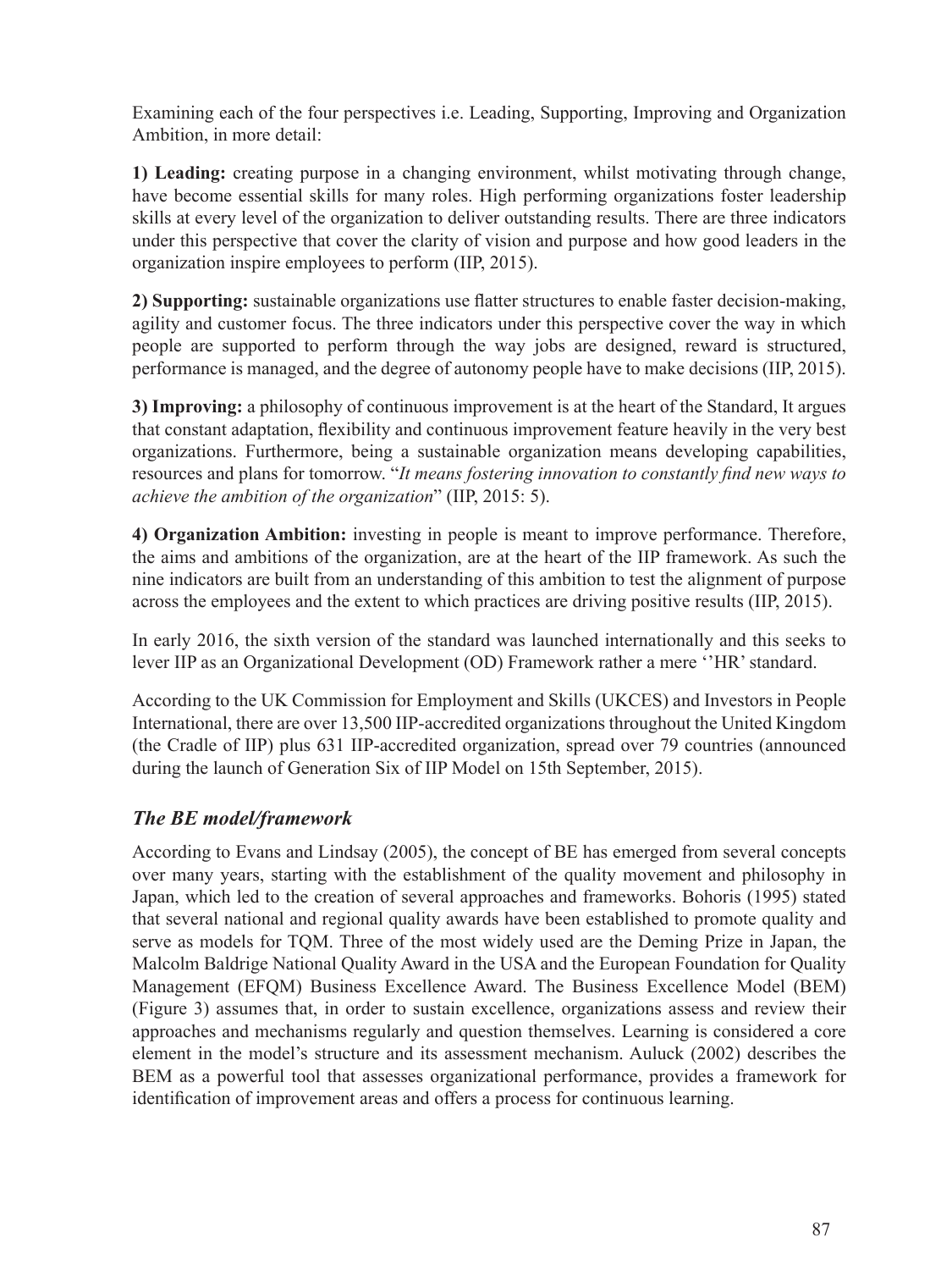Examining each of the four perspectives i.e. Leading, Supporting, Improving and Organization Ambition, in more detail:

**1) Leading:** creating purpose in a changing environment, whilst motivating through change, have become essential skills for many roles. High performing organizations foster leadership skills at every level of the organization to deliver outstanding results. There are three indicators under this perspective that cover the clarity of vision and purpose and how good leaders in the organization inspire employees to perform (IIP, 2015).

**2) Supporting:** sustainable organizations use flatter structures to enable faster decision-making, agility and customer focus. The three indicators under this perspective cover the way in which people are supported to perform through the way jobs are designed, reward is structured, performance is managed, and the degree of autonomy people have to make decisions (IIP, 2015).

**3) Improving:** a philosophy of continuous improvement is at the heart of the Standard, It argues that constant adaptation, flexibility and continuous improvement feature heavily in the very best organizations. Furthermore, being a sustainable organization means developing capabilities, resources and plans for tomorrow. "*It means fostering innovation to constantly find new ways to achieve the ambition of the organization*" (IIP, 2015: 5).

**4) Organization Ambition:** investing in people is meant to improve performance. Therefore, the aims and ambitions of the organization, are at the heart of the IIP framework. As such the nine indicators are built from an understanding of this ambition to test the alignment of purpose across the employees and the extent to which practices are driving positive results (IIP, 2015).

In early 2016, the sixth version of the standard was launched internationally and this seeks to lever IIP as an Organizational Development (OD) Framework rather a mere ''HR' standard.

According to the UK Commission for Employment and Skills (UKCES) and Investors in People International, there are over 13,500 IIP-accredited organizations throughout the United Kingdom (the Cradle of IIP) plus 631 IIP-accredited organization, spread over 79 countries (announced during the launch of Generation Six of IIP Model on 15th September, 2015).

### *The BE model/framework*

According to Evans and Lindsay (2005), the concept of BE has emerged from several concepts over many years, starting with the establishment of the quality movement and philosophy in Japan, which led to the creation of several approaches and frameworks. Bohoris (1995) stated that several national and regional quality awards have been established to promote quality and serve as models for TQM. Three of the most widely used are the Deming Prize in Japan, the Malcolm Baldrige National Quality Award in the USA and the European Foundation for Quality Management (EFQM) Business Excellence Award. The Business Excellence Model (BEM) (Figure 3) assumes that, in order to sustain excellence, organizations assess and review their approaches and mechanisms regularly and question themselves. Learning is considered a core element in the model's structure and its assessment mechanism. Auluck (2002) describes the BEM as a powerful tool that assesses organizational performance, provides a framework for identification of improvement areas and offers a process for continuous learning.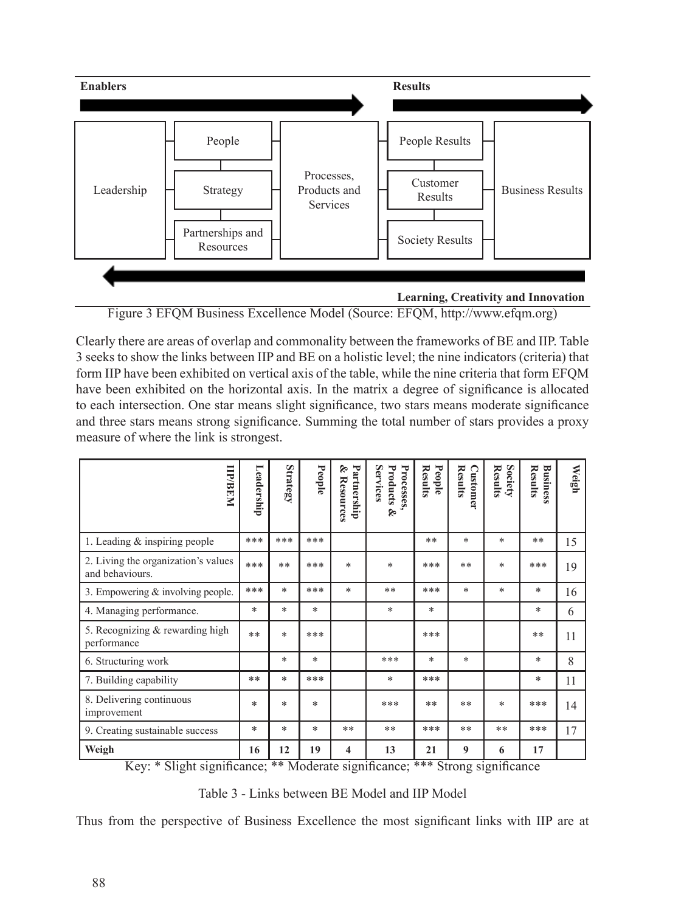**Enablers** → **Results**

| | | | | |
|---|---|---|---|---|
| Leadership | People | Processes, Products and Services | People Results | Business Results |
| | Strategy | | Customer Results | |
| | Partnerships and Resources | | Society Results | |

← **Learning, Creativity and Innovation**

Figure 3 EFQM Business Excellence Model (Source: EFQM, http://www.efqm.org)

Clearly there are areas of overlap and commonality between the frameworks of BE and IIP. Table 3 seeks to show the links between IIP and BE on a holistic level; the nine indicators (criteria) that form IIP have been exhibited on vertical axis of the table, while the nine criteria that form EFQM have been exhibited on the horizontal axis. In the matrix a degree of significance is allocated to each intersection. One star means slight significance, two stars means moderate significance and three stars means strong significance. Summing the total number of stars provides a proxy measure of where the link is strongest.

| IIP/BEM | Leadership | Strategy | People | Partnership & Resources | Processes, Products & Services | People Results | Customer Results | Society Results | Business Results | Weigh |
|---|---|---|---|---|---|---|---|---|---|---|
| 1. Leading & inspiring people | *** | *** | *** | | | ** | * | * | ** | 15 |
| 2. Living the organization's values and behaviours. | *** | ** | *** | * | * | *** | ** | * | *** | 19 |
| 3. Empowering & involving people. | *** | * | *** | * | ** | *** | * | * | * | 16 |
| 4. Managing performance. | * | * | * | | * | * | | | * | 6 |
| 5. Recognizing & rewarding high performance | ** | * | *** | | | *** | | | ** | 11 |
| 6. Structuring work | | * | * | | *** | * | * | | * | 8 |
| 7. Building capability | ** | * | *** | | * | *** | | | * | 11 |
| 8. Delivering continuous improvement | * | * | * | | *** | ** | ** | * | *** | 14 |
| 9. Creating sustainable success | * | * | * | ** | ** | *** | ** | ** | *** | 17 |
| **Weigh** | **16** | **12** | **19** | **4** | **13** | **21** | **9** | **6** | **17** | |

Key: * Slight significance; ** Moderate significance; *** Strong significance

Table 3 - Links between BE Model and IIP Model

Thus from the perspective of Business Excellence the most significant links with IIP are at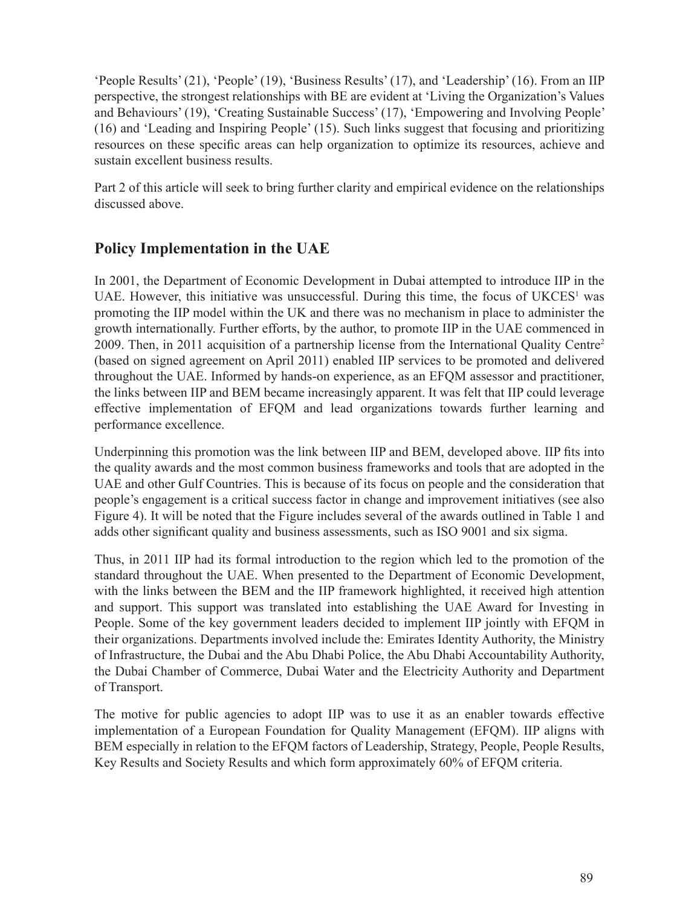'People Results' (21), 'People' (19), 'Business Results' (17), and 'Leadership' (16). From an IIP perspective, the strongest relationships with BE are evident at 'Living the Organization's Values and Behaviours' (19), 'Creating Sustainable Success' (17), 'Empowering and Involving People' (16) and 'Leading and Inspiring People' (15). Such links suggest that focusing and prioritizing resources on these specific areas can help organization to optimize its resources, achieve and sustain excellent business results.

Part 2 of this article will seek to bring further clarity and empirical evidence on the relationships discussed above.

## Policy Implementation in the UAE

In 2001, the Department of Economic Development in Dubai attempted to introduce IIP in the UAE. However, this initiative was unsuccessful. During this time, the focus of UKCES[1] was promoting the IIP model within the UK and there was no mechanism in place to administer the growth internationally. Further efforts, by the author, to promote IIP in the UAE commenced in 2009. Then, in 2011 acquisition of a partnership license from the International Quality Centre[2] (based on signed agreement on April 2011) enabled IIP services to be promoted and delivered throughout the UAE. Informed by hands-on experience, as an EFQM assessor and practitioner, the links between IIP and BEM became increasingly apparent. It was felt that IIP could leverage effective implementation of EFQM and lead organizations towards further learning and performance excellence.

Underpinning this promotion was the link between IIP and BEM, developed above. IIP fits into the quality awards and the most common business frameworks and tools that are adopted in the UAE and other Gulf Countries. This is because of its focus on people and the consideration that people's engagement is a critical success factor in change and improvement initiatives (see also Figure 4). It will be noted that the Figure includes several of the awards outlined in Table 1 and adds other significant quality and business assessments, such as ISO 9001 and six sigma.

Thus, in 2011 IIP had its formal introduction to the region which led to the promotion of the standard throughout the UAE. When presented to the Department of Economic Development, with the links between the BEM and the IIP framework highlighted, it received high attention and support. This support was translated into establishing the UAE Award for Investing in People. Some of the key government leaders decided to implement IIP jointly with EFQM in their organizations. Departments involved include the: Emirates Identity Authority, the Ministry of Infrastructure, the Dubai and the Abu Dhabi Police, the Abu Dhabi Accountability Authority, the Dubai Chamber of Commerce, Dubai Water and the Electricity Authority and Department of Transport.

The motive for public agencies to adopt IIP was to use it as an enabler towards effective implementation of a European Foundation for Quality Management (EFQM). IIP aligns with BEM especially in relation to the EFQM factors of Leadership, Strategy, People, People Results, Key Results and Society Results and which form approximately 60% of EFQM criteria.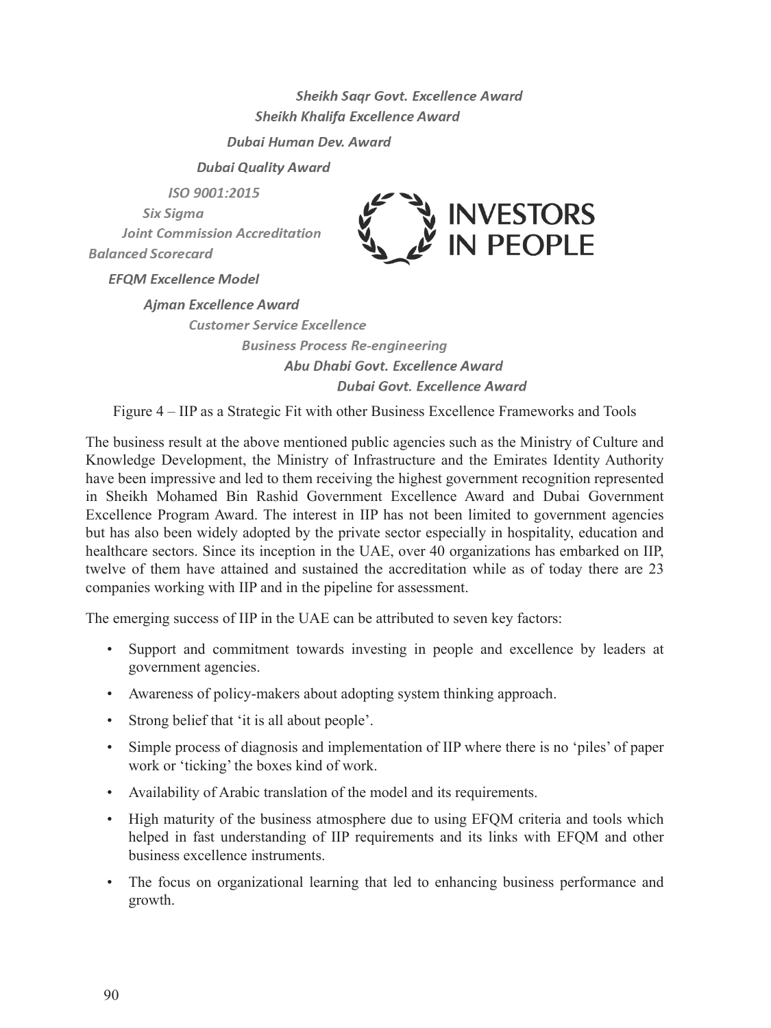*Sheikh Saqr Govt. Excellence Award*

*Sheikh Khalifa Excellence Award*

*Dubai Human Dev. Award*

*Dubai Quality Award*

*ISO 9001:2015*

*Six Sigma*

*Joint Commission Accreditation*

*Balanced Scorecard*

*EFQM Excellence Model*

*Ajman Excellence Award*

*Customer Service Excellence*

*Business Process Re-engineering*

*Abu Dhabi Govt. Excellence Award*

*Dubai Govt. Excellence Award*

INVESTORS IN PEOPLE

Figure 4 – IIP as a Strategic Fit with other Business Excellence Frameworks and Tools

The business result at the above mentioned public agencies such as the Ministry of Culture and Knowledge Development, the Ministry of Infrastructure and the Emirates Identity Authority have been impressive and led to them receiving the highest government recognition represented in Sheikh Mohamed Bin Rashid Government Excellence Award and Dubai Government Excellence Program Award. The interest in IIP has not been limited to government agencies but has also been widely adopted by the private sector especially in hospitality, education and healthcare sectors. Since its inception in the UAE, over 40 organizations has embarked on IIP, twelve of them have attained and sustained the accreditation while as of today there are 23 companies working with IIP and in the pipeline for assessment.

The emerging success of IIP in the UAE can be attributed to seven key factors:

- Support and commitment towards investing in people and excellence by leaders at government agencies.
- Awareness of policy-makers about adopting system thinking approach.
- Strong belief that 'it is all about people'.
- Simple process of diagnosis and implementation of IIP where there is no 'piles' of paper work or 'ticking' the boxes kind of work.
- Availability of Arabic translation of the model and its requirements.
- High maturity of the business atmosphere due to using EFQM criteria and tools which helped in fast understanding of IIP requirements and its links with EFQM and other business excellence instruments.
- The focus on organizational learning that led to enhancing business performance and growth.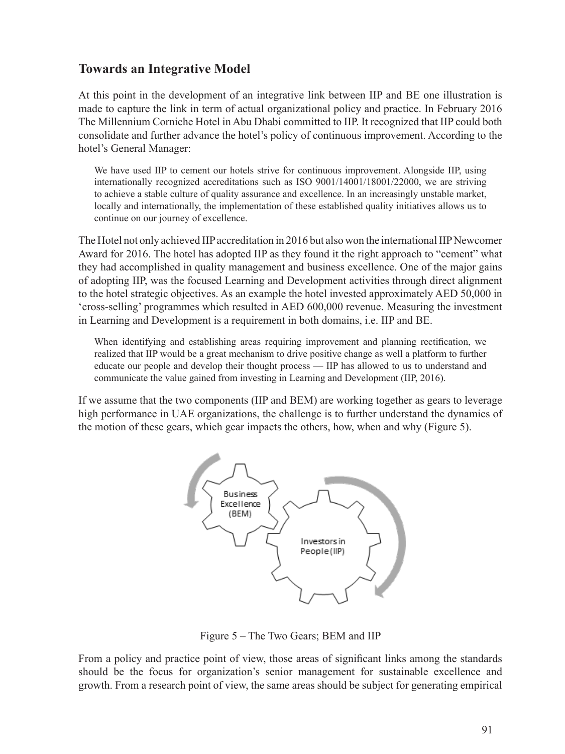## Towards an Integrative Model

At this point in the development of an integrative link between IIP and BE one illustration is made to capture the link in term of actual organizational policy and practice. In February 2016 The Millennium Corniche Hotel in Abu Dhabi committed to IIP. It recognized that IIP could both consolidate and further advance the hotel's policy of continuous improvement. According to the hotel's General Manager:

> We have used IIP to cement our hotels strive for continuous improvement. Alongside IIP, using internationally recognized accreditations such as ISO 9001/14001/18001/22000, we are striving to achieve a stable culture of quality assurance and excellence. In an increasingly unstable market, locally and internationally, the implementation of these established quality initiatives allows us to continue on our journey of excellence.

The Hotel not only achieved IIP accreditation in 2016 but also won the international IIP Newcomer Award for 2016. The hotel has adopted IIP as they found it the right approach to "cement" what they had accomplished in quality management and business excellence. One of the major gains of adopting IIP, was the focused Learning and Development activities through direct alignment to the hotel strategic objectives. As an example the hotel invested approximately AED 50,000 in 'cross-selling' programmes which resulted in AED 600,000 revenue. Measuring the investment in Learning and Development is a requirement in both domains, i.e. IIP and BE.

> When identifying and establishing areas requiring improvement and planning rectification, we realized that IIP would be a great mechanism to drive positive change as well a platform to further educate our people and develop their thought process — IIP has allowed to us to understand and communicate the value gained from investing in Learning and Development (IIP, 2016).

If we assume that the two components (IIP and BEM) are working together as gears to leverage high performance in UAE organizations, the challenge is to further understand the dynamics of the motion of these gears, which gear impacts the others, how, when and why (Figure 5).

Business Excellence (BEM)

Investors in People (IIP)

Figure 5 – The Two Gears; BEM and IIP

From a policy and practice point of view, those areas of significant links among the standards should be the focus for organization's senior management for sustainable excellence and growth. From a research point of view, the same areas should be subject for generating empirical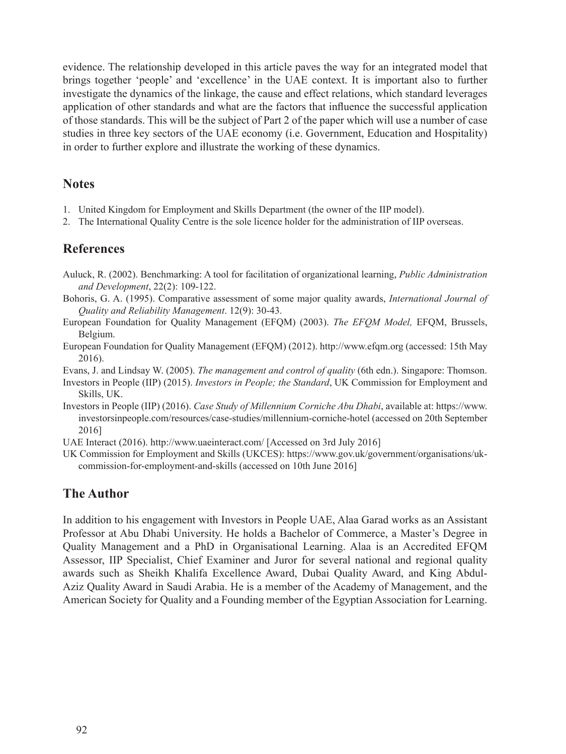evidence. The relationship developed in this article paves the way for an integrated model that brings together 'people' and 'excellence' in the UAE context. It is important also to further investigate the dynamics of the linkage, the cause and effect relations, which standard leverages application of other standards and what are the factors that influence the successful application of those standards. This will be the subject of Part 2 of the paper which will use a number of case studies in three key sectors of the UAE economy (i.e. Government, Education and Hospitality) in order to further explore and illustrate the working of these dynamics.

## Notes

1. United Kingdom for Employment and Skills Department (the owner of the IIP model).
2. The International Quality Centre is the sole licence holder for the administration of IIP overseas.

## References

Auluck, R. (2002). Benchmarking: A tool for facilitation of organizational learning, *Public Administration and Development*, 22(2): 109-122.

Bohoris, G. A. (1995). Comparative assessment of some major quality awards, *International Journal of Quality and Reliability Management*. 12(9): 30-43.

European Foundation for Quality Management (EFQM) (2003). *The EFQM Model,* EFQM, Brussels, Belgium.

European Foundation for Quality Management (EFQM) (2012). http://www.efqm.org (accessed: 15th May 2016).

Evans, J. and Lindsay W. (2005). *The management and control of quality* (6th edn.). Singapore: Thomson.

Investors in People (IIP) (2015). *Investors in People; the Standard*, UK Commission for Employment and Skills, UK.

Investors in People (IIP) (2016). *Case Study of Millennium Corniche Abu Dhabi*, available at: https://www.investorsinpeople.com/resources/case-studies/millennium-corniche-hotel (accessed on 20th September 2016]

UAE Interact (2016). http://www.uaeinteract.com/ [Accessed on 3rd July 2016]

UK Commission for Employment and Skills (UKCES): https://www.gov.uk/government/organisations/uk-commission-for-employment-and-skills (accessed on 10th June 2016]

## The Author

In addition to his engagement with Investors in People UAE, Alaa Garad works as an Assistant Professor at Abu Dhabi University. He holds a Bachelor of Commerce, a Master's Degree in Quality Management and a PhD in Organisational Learning. Alaa is an Accredited EFQM Assessor, IIP Specialist, Chief Examiner and Juror for several national and regional quality awards such as Sheikh Khalifa Excellence Award, Dubai Quality Award, and King Abdul-Aziz Quality Award in Saudi Arabia. He is a member of the Academy of Management, and the American Society for Quality and a Founding member of the Egyptian Association for Learning.